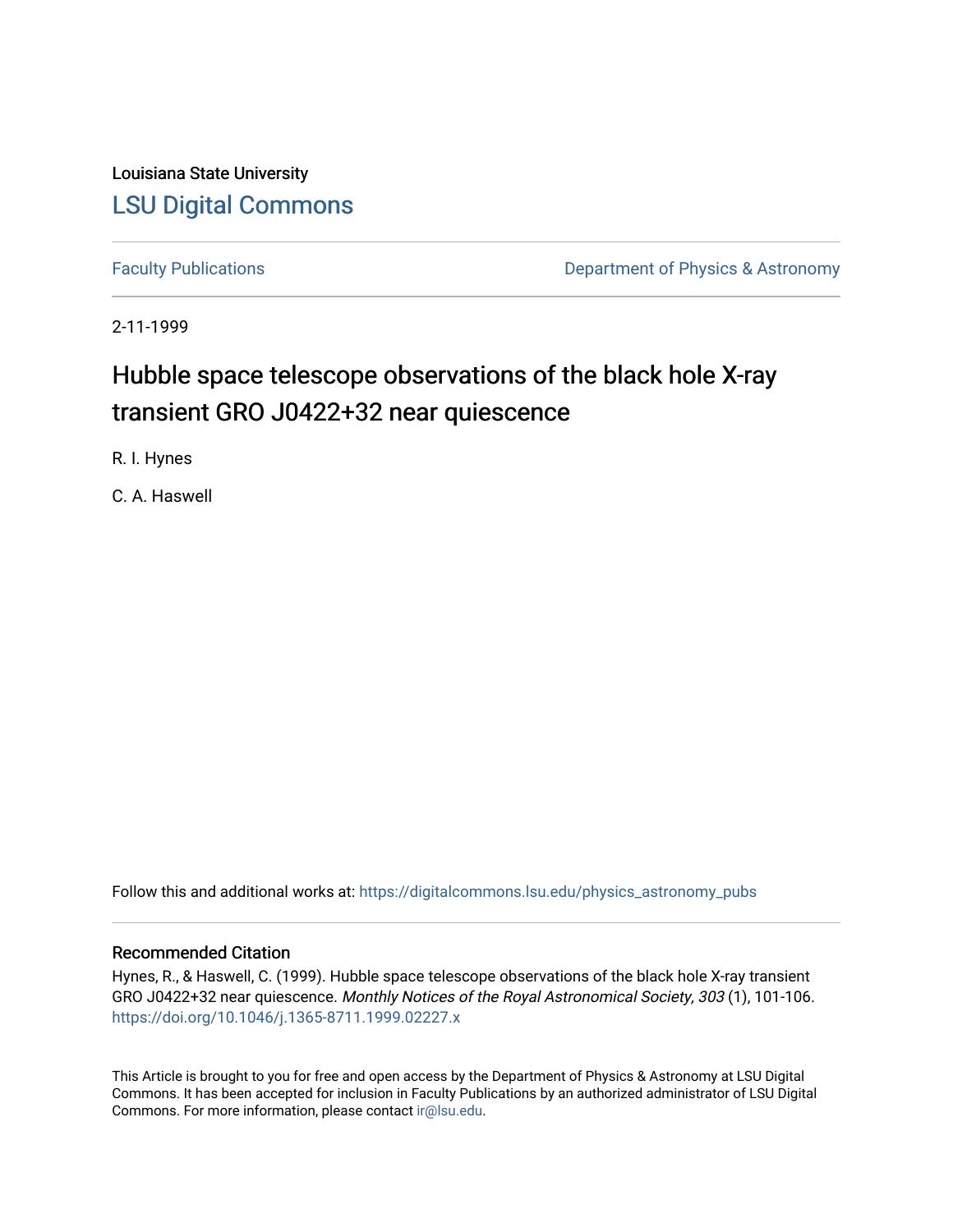Louisiana State University

[LSU Digital Commons](https://digitalcommons.lsu.edu)

Faculty Publications | Department of Physics & Astronomy

2-11-1999

# Hubble space telescope observations of the black hole X-ray transient GRO J0422+32 near quiescence

R. I. Hynes

C. A. Haswell

Follow this and additional works at: https://digitalcommons.lsu.edu/physics_astronomy_pubs

## Recommended Citation

Hynes, R., & Haswell, C. (1999). Hubble space telescope observations of the black hole X-ray transient GRO J0422+32 near quiescence. *Monthly Notices of the Royal Astronomical Society, 303* (1), 101-106. https://doi.org/10.1046/j.1365-8711.1999.02227.x

This Article is brought to you for free and open access by the Department of Physics & Astronomy at LSU Digital Commons. It has been accepted for inclusion in Faculty Publications by an authorized administrator of LSU Digital Commons. For more information, please contact ir@lsu.edu.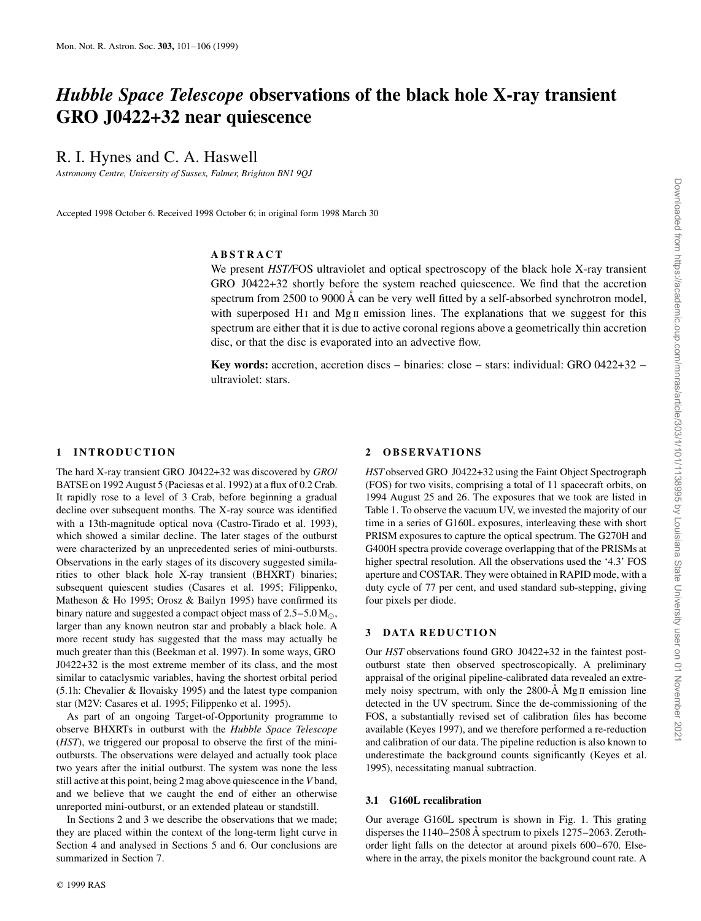# *Hubble Space Telescope* observations of the black hole X-ray transient GRO J0422+32 near quiescence

R. I. Hynes and C. A. Haswell

*Astronomy Centre, University of Sussex, Falmer, Brighton BN1 9QJ*

Accepted 1998 October 6. Received 1998 October 6; in original form 1998 March 30

## ABSTRACT

We present *HST*/FOS ultraviolet and optical spectroscopy of the black hole X-ray transient GRO J0422+32 shortly before the system reached quiescence. We find that the accretion spectrum from 2500 to 9000 Å can be very well fitted by a self-absorbed synchrotron model, with superposed H I and Mg II emission lines. The explanations that we suggest for this spectrum are either that it is due to active coronal regions above a geometrically thin accretion disc, or that the disc is evaporated into an advective flow.

**Key words:** accretion, accretion discs – binaries: close – stars: individual: GRO 0422+32 – ultraviolet: stars.

## 1 INTRODUCTION

The hard X-ray transient GRO J0422+32 was discovered by *GRO*/BATSE on 1992 August 5 (Paciesas et al. 1992) at a flux of 0.2 Crab. It rapidly rose to a level of 3 Crab, before beginning a gradual decline over subsequent months. The X-ray source was identified with a 13th-magnitude optical nova (Castro-Tirado et al. 1993), which showed a similar decline. The later stages of the outburst were characterized by an unprecedented series of mini-outbursts. Observations in the early stages of its discovery suggested similarities to other black hole X-ray transient (BHXRT) binaries; subsequent quiescent studies (Casares et al. 1995; Filippenko, Matheson & Ho 1995; Orosz & Bailyn 1995) have confirmed its binary nature and suggested a compact object mass of 2.5–5.0 $M_{\odot}$, larger than any known neutron star and probably a black hole. A more recent study has suggested that the mass may actually be much greater than this (Beekman et al. 1997). In some ways, GRO J0422+32 is the most extreme member of its class, and the most similar to cataclysmic variables, having the shortest orbital period (5.1h: Chevalier & Ilovaisky 1995) and the latest type companion star (M2V: Casares et al. 1995; Filippenko et al. 1995).

As part of an ongoing Target-of-Opportunity programme to observe BHXRTs in outburst with the *Hubble Space Telescope* (*HST*), we triggered our proposal to observe the first of the mini-outbursts. The observations were delayed and actually took place two years after the initial outburst. The system was none the less still active at this point, being 2 mag above quiescence in the *V* band, and we believe that we caught the end of either an otherwise unreported mini-outburst, or an extended plateau or standstill.

In Sections 2 and 3 we describe the observations that we made; they are placed within the context of the long-term light curve in Section 4 and analysed in Sections 5 and 6. Our conclusions are summarized in Section 7.

## 2 OBSERVATIONS

*HST* observed GRO J0422+32 using the Faint Object Spectrograph (FOS) for two visits, comprising a total of 11 spacecraft orbits, on 1994 August 25 and 26. The exposures that we took are listed in Table 1. To observe the vacuum UV, we invested the majority of our time in a series of G160L exposures, interleaving these with short PRISM exposures to capture the optical spectrum. The G270H and G400H spectra provide coverage overlapping that of the PRISMs at higher spectral resolution. All the observations used the '4.3' FOS aperture and COSTAR. They were obtained in RAPID mode, with a duty cycle of 77 per cent, and used standard sub-stepping, giving four pixels per diode.

## 3 DATA REDUCTION

Our *HST* observations found GRO J0422+32 in the faintest post-outburst state then observed spectroscopically. A preliminary appraisal of the original pipeline-calibrated data revealed an extremely noisy spectrum, with only the 2800-Å Mg II emission line detected in the UV spectrum. Since the de-commissioning of the FOS, a substantially revised set of calibration files has become available (Keyes 1997), and we therefore performed a re-reduction and calibration of our data. The pipeline reduction is also known to underestimate the background counts significantly (Keyes et al. 1995), necessitating manual subtraction.

### 3.1 G160L recalibration

Our average G160L spectrum is shown in Fig. 1. This grating disperses the 1140–2508 Å spectrum to pixels 1275–2063. Zeroth-order light falls on the detector at around pixels 600–670. Elsewhere in the array, the pixels monitor the background count rate. A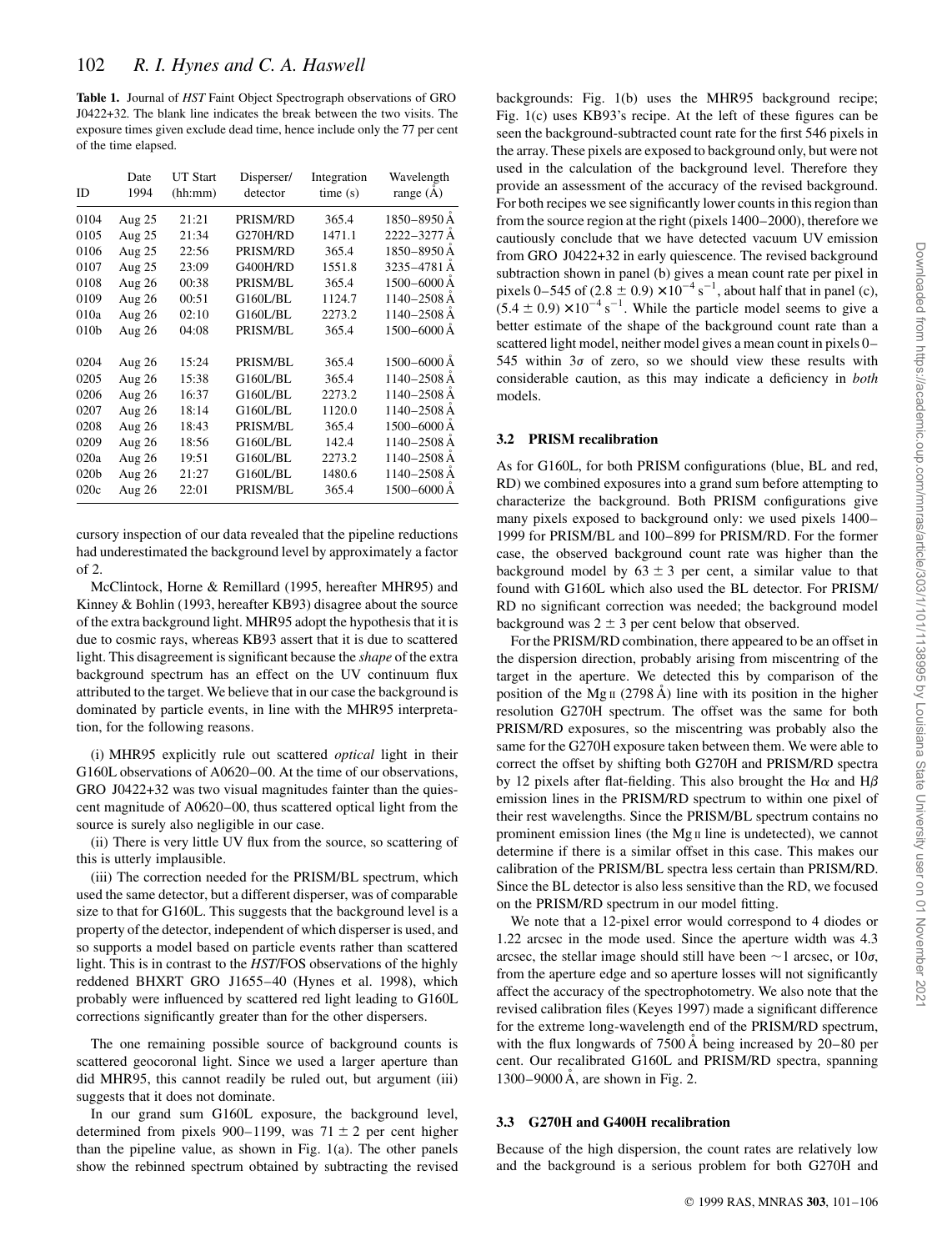**Table 1.** Journal of *HST* Faint Object Spectrograph observations of GRO J0422+32. The blank line indicates the break between the two visits. The exposure times given exclude dead time, hence include only the 77 per cent of the time elapsed.

| ID | Date 1994 | UT Start (hh:mm) | Disperser/ detector | Integration time (s) | Wavelength range (Å) |
|---|---|---|---|---|---|
| 0104 | Aug 25 | 21:21 | PRISM/RD | 365.4 | 1850–8950 Å |
| 0105 | Aug 25 | 21:34 | G270H/RD | 1471.1 | 2222–3277 Å |
| 0106 | Aug 25 | 22:56 | PRISM/RD | 365.4 | 1850–8950 Å |
| 0107 | Aug 25 | 23:09 | G400H/RD | 1551.8 | 3235–4781 Å |
| 0108 | Aug 26 | 00:38 | PRISM/BL | 365.4 | 1500–6000 Å |
| 0109 | Aug 26 | 00:51 | G160L/BL | 1124.7 | 1140–2508 Å |
| 010a | Aug 26 | 02:10 | G160L/BL | 2273.2 | 1140–2508 Å |
| 010b | Aug 26 | 04:08 | PRISM/BL | 365.4 | 1500–6000 Å |
| | | | | | |
| 0204 | Aug 26 | 15:24 | PRISM/BL | 365.4 | 1500–6000 Å |
| 0205 | Aug 26 | 15:38 | G160L/BL | 365.4 | 1140–2508 Å |
| 0206 | Aug 26 | 16:37 | G160L/BL | 2273.2 | 1140–2508 Å |
| 0207 | Aug 26 | 18:14 | G160L/BL | 1120.0 | 1140–2508 Å |
| 0208 | Aug 26 | 18:43 | PRISM/BL | 365.4 | 1500–6000 Å |
| 0209 | Aug 26 | 18:56 | G160L/BL | 142.4 | 1140–2508 Å |
| 020a | Aug 26 | 19:51 | G160L/BL | 2273.2 | 1140–2508 Å |
| 020b | Aug 26 | 21:27 | G160L/BL | 1480.6 | 1140–2508 Å |
| 020c | Aug 26 | 22:01 | PRISM/BL | 365.4 | 1500–6000 Å |

cursory inspection of our data revealed that the pipeline reductions had underestimated the background level by approximately a factor of 2.

McClintock, Horne & Remillard (1995, hereafter MHR95) and Kinney & Bohlin (1993, hereafter KB93) disagree about the source of the extra background light. MHR95 adopt the hypothesis that it is due to cosmic rays, whereas KB93 assert that it is due to scattered light. This disagreement is significant because the *shape* of the extra background spectrum has an effect on the UV continuum flux attributed to the target. We believe that in our case the background is dominated by particle events, in line with the MHR95 interpretation, for the following reasons.

(i) MHR95 explicitly rule out scattered *optical* light in their G160L observations of A0620–00. At the time of our observations, GRO J0422+32 was two visual magnitudes fainter than the quiescent magnitude of A0620–00, thus scattered optical light from the source is surely also negligible in our case.

(ii) There is very little UV flux from the source, so scattering of this is utterly implausible.

(iii) The correction needed for the PRISM/BL spectrum, which used the same detector, but a different disperser, was of comparable size to that for G160L. This suggests that the background level is a property of the detector, independent of which disperser is used, and so supports a model based on particle events rather than scattered light. This is in contrast to the *HST*/FOS observations of the highly reddened BHXRT GRO J1655–40 (Hynes et al. 1998), which probably were influenced by scattered red light leading to G160L corrections significantly greater than for the other dispersers.

The one remaining possible source of background counts is scattered geocoronal light. Since we used a larger aperture than did MHR95, this cannot readily be ruled out, but argument (iii) suggests that it does not dominate.

In our grand sum G160L exposure, the background level, determined from pixels 900–1199, was $71 \pm 2$ per cent higher than the pipeline value, as shown in Fig. 1(a). The other panels show the rebinned spectrum obtained by subtracting the revised backgrounds: Fig. 1(b) uses the MHR95 background recipe; Fig. 1(c) uses KB93's recipe. At the left of these figures can be seen the background-subtracted count rate for the first 546 pixels in the array. These pixels are exposed to background only, but were not used in the calculation of the background level. Therefore they provide an assessment of the accuracy of the revised background. For both recipes we see significantly lower counts in this region than from the source region at the right (pixels 1400–2000), therefore we cautiously conclude that we have detected vacuum UV emission from GRO J0422+32 in early quiescence. The revised background subtraction shown in panel (b) gives a mean count rate per pixel in pixels 0–545 of $(2.8 \pm 0.9) \times 10^{-4}\,\mathrm{s}^{-1}$, about half that in panel (c), $(5.4 \pm 0.9) \times 10^{-4}\,\mathrm{s}^{-1}$. While the particle model seems to give a better estimate of the shape of the background count rate than a scattered light model, neither model gives a mean count in pixels 0–545 within $3\sigma$ of zero, so we should view these results with considerable caution, as this may indicate a deficiency in *both* models.

### 3.2 PRISM recalibration

As for G160L, for both PRISM configurations (blue, BL and red, RD) we combined exposures into a grand sum before attempting to characterize the background. Both PRISM configurations give many pixels exposed to background only: we used pixels 1400–1999 for PRISM/BL and 100–899 for PRISM/RD. For the former case, the observed background count rate was higher than the background model by $63 \pm 3$ per cent, a similar value to that found with G160L which also used the BL detector. For PRISM/RD no significant correction was needed; the background model background was $2 \pm 3$ per cent below that observed.

For the PRISM/RD combination, there appeared to be an offset in the dispersion direction, probably arising from miscentring of the target in the aperture. We detected this by comparison of the position of the Mg II (2798 Å) line with its position in the higher resolution G270H spectrum. The offset was the same for both PRISM/RD exposures, so the miscentring was probably also the same for the G270H exposure taken between them. We were able to correct the offset by shifting both G270H and PRISM/RD spectra by 12 pixels after flat-fielding. This also brought the H$\alpha$ and H$\beta$ emission lines in the PRISM/RD spectrum to within one pixel of their rest wavelengths. Since the PRISM/BL spectrum contains no prominent emission lines (the Mg II line is undetected), we cannot determine if there is a similar offset in this case. This makes our calibration of the PRISM/BL spectra less certain than PRISM/RD. Since the BL detector is also less sensitive than the RD, we focused on the PRISM/RD spectrum in our model fitting.

We note that a 12-pixel error would correspond to 4 diodes or 1.22 arcsec in the mode used. Since the aperture width was 4.3 arcsec, the stellar image should still have been ~1 arcsec, or $10\sigma$, from the aperture edge and so aperture losses will not significantly affect the accuracy of the spectrophotometry. We also note that the revised calibration files (Keyes 1997) made a significant difference for the extreme long-wavelength end of the PRISM spectrum, with the flux longwards of 7500 Å being increased by 20–80 per cent. Our recalibrated G160L and PRISM/RD spectra, spanning 1300–9000 Å, are shown in Fig. 2.

### 3.3 G270H and G400H recalibration

Because of the high dispersion, the count rates are relatively low and the background is a serious problem for both G270H and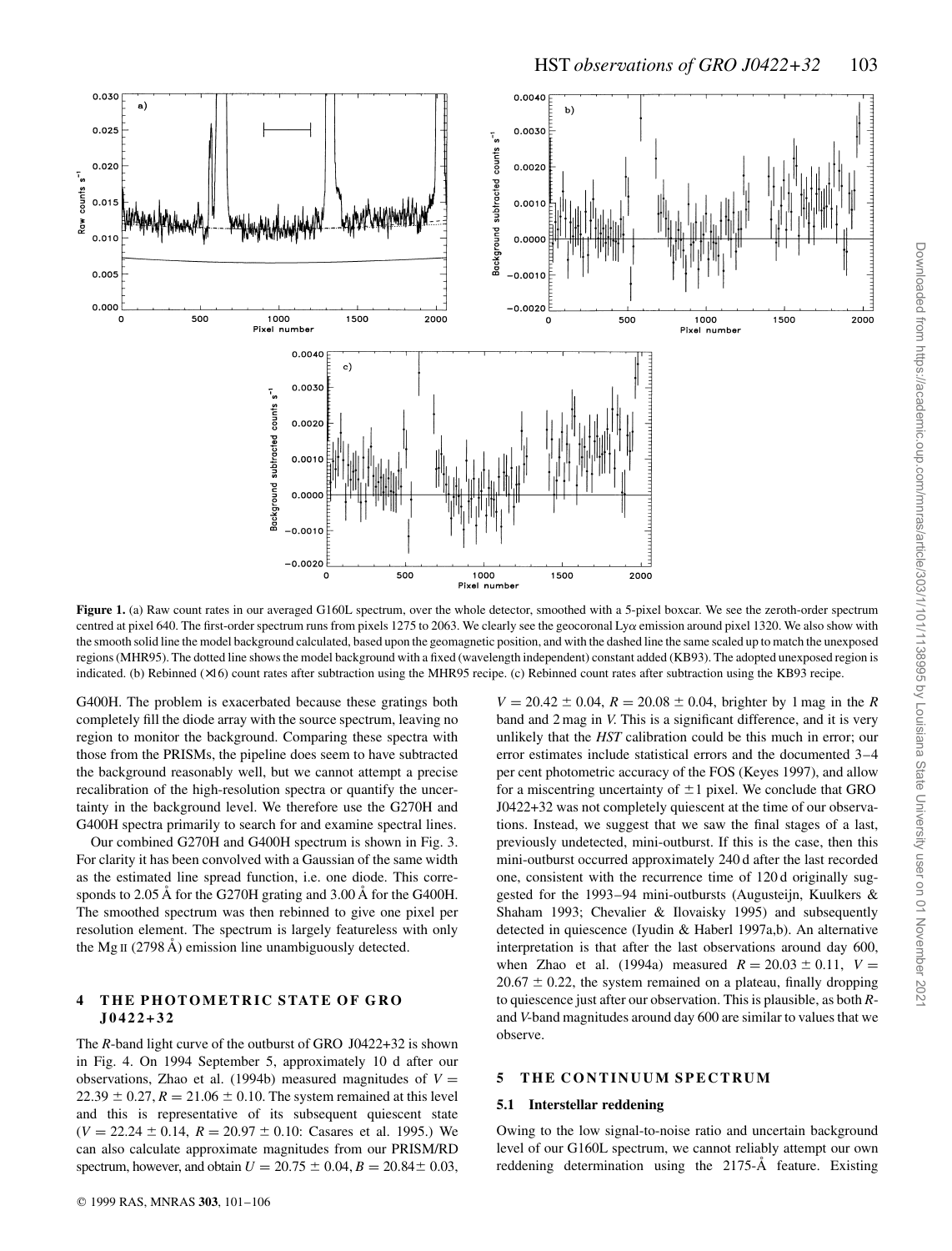**Figure 1.** (a) Raw count rates in our averaged G160L spectrum, over the whole detector, smoothed with a 5-pixel boxcar. We see the zeroth-order spectrum centred at pixel 640. The first-order spectrum runs from pixels 1275 to 2063. We clearly see the geocoronal Ly$\alpha$ emission around pixel 1320. We also show with the smooth solid line the model background calculated, based upon the geomagnetic position, and with the dashed line the same scaled up to match the unexposed regions (MHR95). The dotted line shows the model background with a fixed (wavelength independent) constant added (KB93). The adopted unexposed region is indicated. (b) Rebinned (×16) count rates after subtraction using the MHR95 recipe. (c) Rebinned count rates after subtraction using the KB93 recipe.

G400H. The problem is exacerbated because these gratings both completely fill the diode array with the source spectrum, leaving no region to monitor the background. Comparing these spectra with those from the PRISMs, the pipeline does seem to have subtracted the background reasonably well, but we cannot attempt a precise recalibration of the high-resolution spectra or quantify the uncertainty in the background level. We therefore use the G270H and G400H spectra primarily to search for and examine spectral lines.

Our combined G270H and G400H spectrum is shown in Fig. 3. For clarity it has been convolved with a Gaussian of the same width as the estimated line spread function, i.e. one diode. This corresponds to 2.05 Å for the G270H grating and 3.00 Å for the G400H. The smoothed spectrum was then rebinned to give one pixel per resolution element. The spectrum is largely featureless with only the Mg II (2798 Å) emission line unambiguously detected.

## 4 THE PHOTOMETRIC STATE OF GRO J0422+32

The $R$-band light curve of the outburst of GRO J0422+32 is shown in Fig. 4. On 1994 September 5, approximately 10 d after our observations, Zhao et al. (1994b) measured magnitudes of $V = 22.39 \pm 0.27$, $R = 21.06 \pm 0.10$. The system remained at this level and this is representative of its subsequent quiescent state ($V = 22.24 \pm 0.14$, $R = 20.97 \pm 0.10$: Casares et al. 1995.) We can also calculate approximate magnitudes from our PRISM/RD spectrum, however, and obtain $U = 20.75 \pm 0.04$, $B = 20.84 \pm 0.03$, $V = 20.42 \pm 0.04$, $R = 20.08 \pm 0.04$, brighter by 1 mag in the $R$ band and 2 mag in $V$. This is a significant difference, and it is very unlikely that the *HST* calibration could be this much in error; our error estimates include statistical errors and the documented 3–4 per cent photometric accuracy of the FOS (Keyes 1997), and allow for a miscentring uncertainty of $\pm 1$ pixel. We conclude that GRO J0422+32 was not completely quiescent at the time of our observations. Instead, we suggest that we saw the final stages of a last, previously undetected, mini-outburst. If this is the case, then this mini-outburst occurred approximately 240 d after the last recorded one, consistent with the recurrence time of 120 d originally suggested for the 1993–94 mini-outbursts (Augusteijn, Kuulkers & Shaham 1993; Chevalier & Ilovaisky 1995) and subsequently detected in quiescence (Iyudin & Haberl 1997a,b). An alternative interpretation is that after the last observations around day 600, when Zhao et al. (1994a) measured $R = 20.03 \pm 0.11$, $V = 20.67 \pm 0.22$, the system remained on a plateau, finally dropping to quiescence just after our observation. This is plausible, as both $R$- and $V$-band magnitudes around day 600 are similar to values that we observe.

## 5 THE CONTINUUM SPECTRUM

### 5.1 Interstellar reddening

Owing to the low signal-to-noise ratio and uncertain background level of our G160L spectrum, we cannot reliably attempt our own reddening determination using the 2175-Å feature. Existing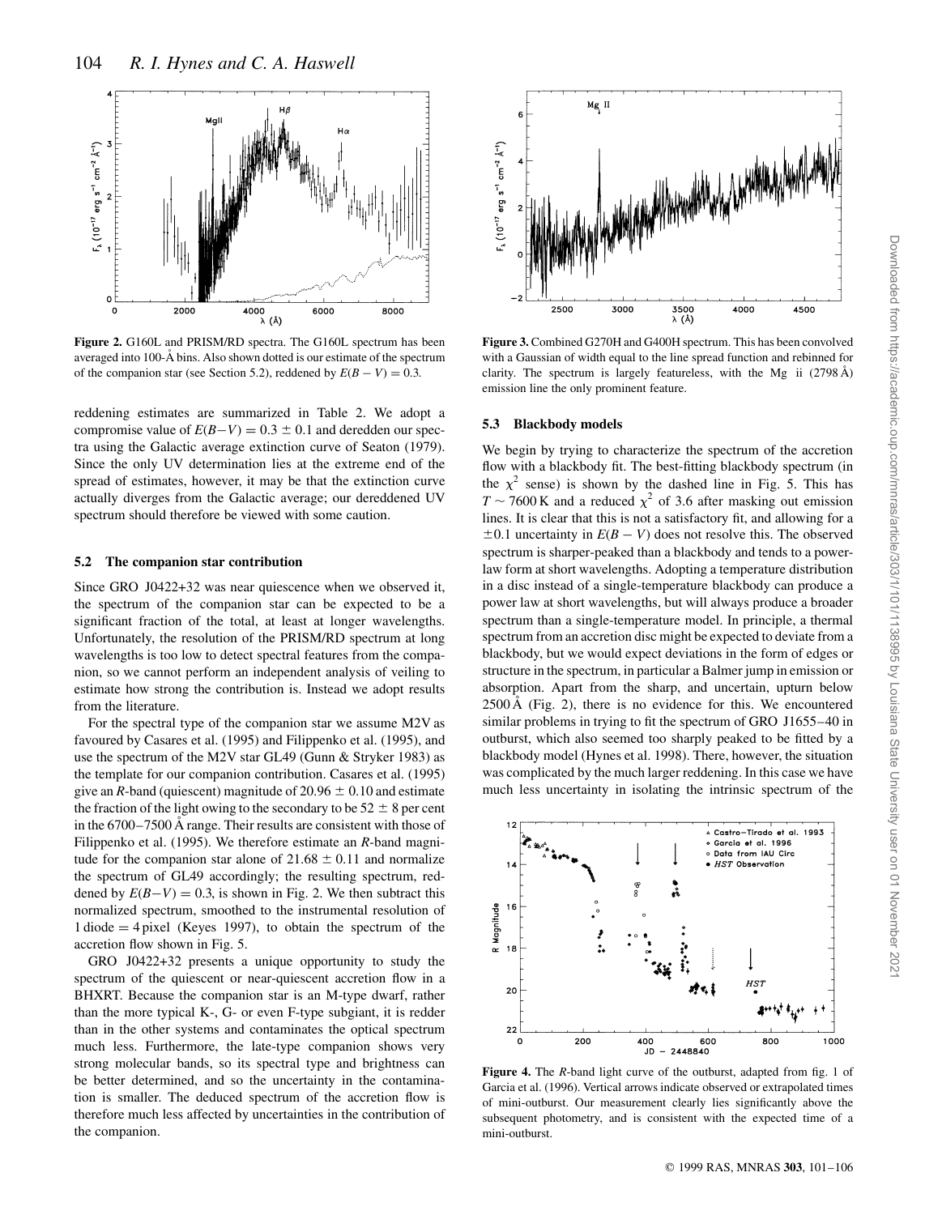Figure 2. G160L and PRISM/RD spectra. The G160L spectrum has been averaged into 100-Å bins. Also shown dotted is our estimate of the spectrum of the companion star (see Section 5.2), reddened by $E(B-V) = 0.3$.

Figure 3. Combined G270H and G400H spectrum. This has been convolved with a Gaussian of width equal to the line spread function and rebinned for clarity. The spectrum is largely featureless, with the Mg ii (2798 Å) emission line the only prominent feature.

reddening estimates are summarized in Table 2. We adopt a compromise value of $E(B-V) = 0.3 \pm 0.1$ and deredden our spectra using the Galactic average extinction curve of Seaton (1979). Since the only UV determination lies at the extreme end of the spread of estimates, however, it may be that the extinction curve actually diverges from the Galactic average; our dereddened UV spectrum should therefore be viewed with some caution.

### 5.2 The companion star contribution

Since GRO J0422+32 was near quiescence when we observed it, the spectrum of the companion star can be expected to be a significant fraction of the total, at least at longer wavelengths. Unfortunately, the resolution of the PRISM/RD spectrum at long wavelengths is too low to detect spectral features from the companion, so we cannot perform an independent analysis of veiling to estimate how strong the contribution is. Instead we adopt results from the literature.

For the spectral type of the companion star we assume M2V as favoured by Casares et al. (1995) and Filippenko et al. (1995), and use the spectrum of the M2V star GL49 (Gunn & Stryker 1983) as the template for our companion contribution. Casares et al. (1995) give an $R$-band (quiescent) magnitude of $20.96 \pm 0.10$ and estimate the fraction of the light owing to the secondary to be $52 \pm 8$ per cent in the 6700–7500 Å range. Their results are consistent with those of Filippenko et al. (1995). We therefore estimate an $R$-band magnitude for the companion star alone of $21.68 \pm 0.11$ and normalize the spectrum of GL49 accordingly; the resulting spectrum, reddened by $E(B-V) = 0.3$, is shown in Fig. 2. We then subtract this normalized spectrum, smoothed to the instrumental resolution of 1 diode = 4 pixel (Keyes 1997), to obtain the spectrum of the accretion flow shown in Fig. 5.

GRO J0422+32 presents a unique opportunity to study the spectrum of the quiescent or near-quiescent accretion flow in a BHXRT. Because the companion star is an M-type dwarf, rather than the more typical K-, G- or even F-type subgiant, it is redder than in the other systems and contaminates the optical spectrum much less. Furthermore, the late-type companion shows very strong molecular bands, so its spectral type and brightness can be better determined, and so the uncertainty in the contamination is smaller. The deduced spectrum of the accretion flow is therefore much less affected by uncertainties in the contribution of the companion.

### 5.3 Blackbody models

We begin by trying to characterize the spectrum of the accretion flow with a blackbody fit. The best-fitting blackbody spectrum (in the $\chi^2$ sense) is shown by the dashed line in Fig. 5. This has $T \sim 7600$ K and a reduced $\chi^2$ of 3.6 after masking out emission lines. It is clear that this is not a satisfactory fit, and allowing for a $\pm 0.1$ uncertainty in $E(B-V)$ does not resolve this. The observed spectrum is sharper-peaked than a blackbody and tends to a power-law form at short wavelengths. Adopting a temperature distribution in a disc instead of a single-temperature blackbody can produce a power law at short wavelengths, but will always produce a broader spectrum than a single-temperature model. In principle, a thermal spectrum from an accretion disc might be expected to deviate from a blackbody, but we would expect deviations in the form of edges or structure in the spectrum, in particular a Balmer jump in emission or absorption. Apart from the sharp, and uncertain, upturn below 2500 Å (Fig. 2), there is no evidence for this. We encountered similar problems in trying to fit the spectrum of GRO J1655–40 in outburst, which also seemed too sharply peaked to be fitted by a blackbody model (Hynes et al. 1998). There, however, the situation was complicated by the much larger reddening. In this case we have much less uncertainty in isolating the intrinsic spectrum of the

Figure 4. The $R$-band light curve of the outburst, adapted from fig. 1 of Garcia et al. (1996). Vertical arrows indicate observed or extrapolated times of mini-outburst. Our measurement clearly lies significantly above the subsequent photometry, and is consistent with the expected time of a mini-outburst.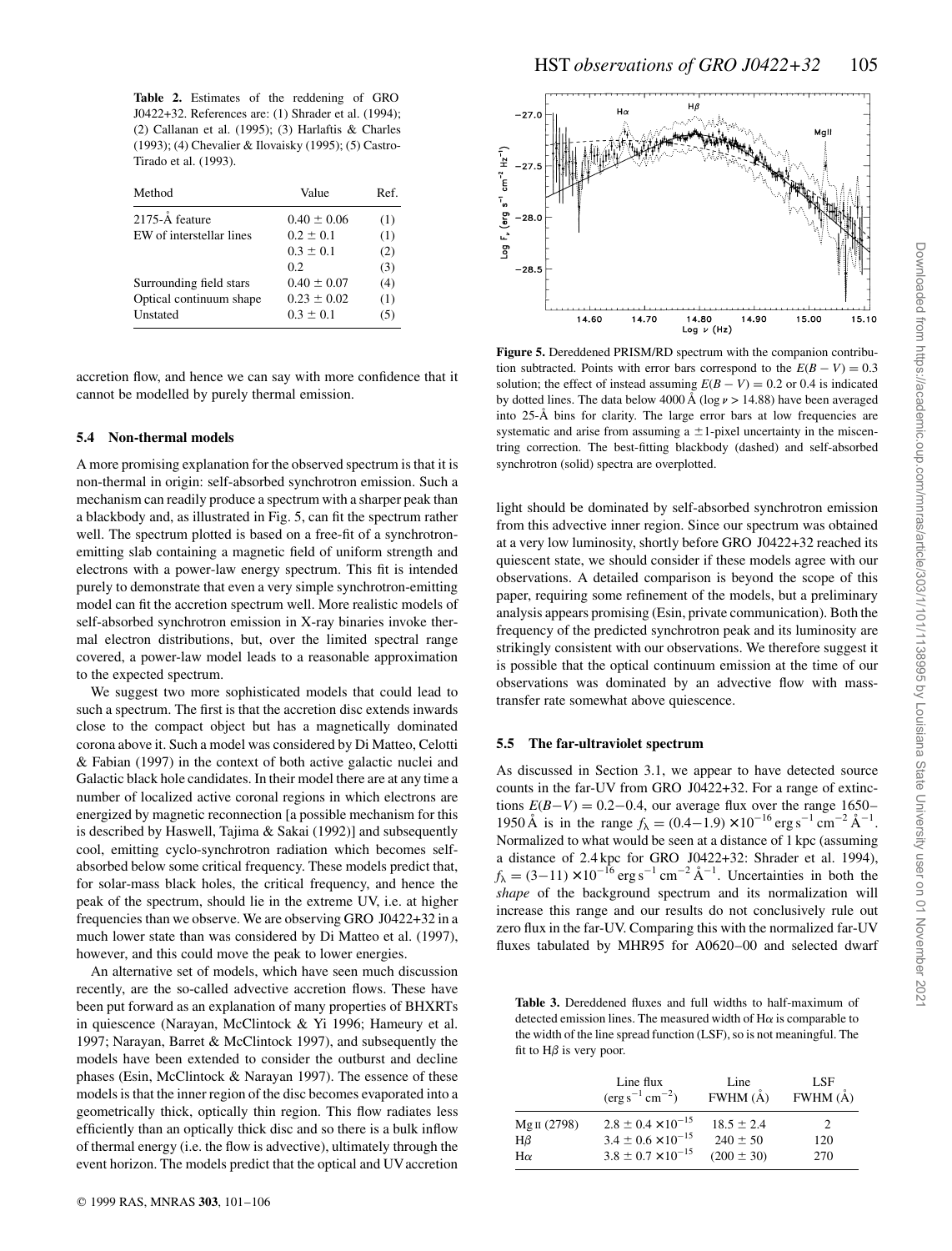**Table 2.** Estimates of the reddening of GRO J0422+32. References are: (1) Shrader et al. (1994); (2) Callanan et al. (1995); (3) Harlaftis & Charles (1993); (4) Chevalier & Ilovaisky (1995); (5) Castro-Tirado et al. (1993).

| Method | Value | Ref. |
|---|---|---|
| 2175-Å feature | $0.40 \pm 0.06$ | (1) |
| EW of interstellar lines | $0.2 \pm 0.1$ | (1) |
| | $0.3 \pm 0.1$ | (2) |
| | 0.2 | (3) |
| Surrounding field stars | $0.40 \pm 0.07$ | (4) |
| Optical continuum shape | $0.23 \pm 0.02$ | (1) |
| Unstated | $0.3 \pm 0.1$ | (5) |

accretion flow, and hence we can say with more confidence that it cannot be modelled by purely thermal emission.

### 5.4 Non-thermal models

A more promising explanation for the observed spectrum is that it is non-thermal in origin: self-absorbed synchrotron emission. Such a mechanism can readily produce a spectrum with a sharper peak than a blackbody and, as illustrated in Fig. 5, can fit the spectrum rather well. The spectrum plotted is based on a free-fit of a synchrotron-emitting slab containing a magnetic field of uniform strength and electrons with a power-law energy spectrum. This fit is intended purely to demonstrate that even a very simple synchrotron-emitting model can fit the accretion spectrum well. More realistic models of self-absorbed synchrotron emission in X-ray binaries invoke thermal electron distributions, but, over the limited spectral range covered, a power-law model leads to a reasonable approximation to the expected spectrum.

We suggest two more sophisticated models that could lead to such a spectrum. The first is that the accretion disc extends inwards close to the compact object but has a magnetically dominated corona above it. Such a model was considered by Di Matteo, Celotti & Fabian (1997) in the context of both active galactic nuclei and Galactic black hole candidates. In their model there are at any time a number of localized active coronal regions in which electrons are energized by magnetic reconnection [a possible mechanism for this is described by Haswell, Tajima & Sakai (1992)] and subsequently cool, emitting cyclo-synchrotron radiation which becomes self-absorbed below some critical frequency. These models predict that, for solar-mass black holes, the critical frequency, and hence the peak of the spectrum, should lie in the extreme UV, i.e. at higher frequencies than we observe. We are observing GRO J0422+32 in a much lower state than was considered by Di Matteo et al. (1997), however, and this could move the peak to lower energies.

An alternative set of models, which have seen much discussion recently, are the so-called advective accretion flows. These have been put forward as an explanation of many properties of BHXRTs in quiescence (Narayan, McClintock & Yi 1996; Hameury et al. 1997; Narayan, Barret & McClintock 1997), and subsequently the models have been extended to consider the outburst and decline phases (Esin, McClintock & Narayan 1997). The essence of these models is that the inner region of the disc becomes evaporated into a geometrically thick, optically thin region. This flow radiates less efficiently than an optically thick disc and so there is a bulk inflow of thermal energy (i.e. the flow is advective), ultimately through the event horizon. The models predict that the optical and UV accretion light should be dominated by self-absorbed synchrotron emission from this advective inner region. Since our spectrum was obtained at a very low luminosity, shortly before GRO J0422+32 reached its quiescent state, we should consider if these models agree with our observations. A detailed comparison is beyond the scope of this paper, requiring some refinement of the models, but a preliminary analysis appears promising (Esin, private communication). Both the frequency of the predicted synchrotron peak and its luminosity are strikingly consistent with our observations. We therefore suggest it is possible that the optical continuum emission at the time of our observations was dominated by an advective flow with mass-transfer rate somewhat above quiescence.

**Figure 5.** Dereddened PRISM/RD spectrum with the companion contribution subtracted. Points with error bars correspond to the $E(B-V) = 0.3$ solution; the effect of instead assuming $E(B-V) = 0.2$ or 0.4 is indicated by dotted lines. The data below 4000 Å ($\log \nu > 14.88$) have been averaged into 25-Å bins for clarity. The large error bars at low frequencies are systematic and arise from assuming a $\pm 1$-pixel uncertainty in the miscentring correction. The best-fitting blackbody (dashed) and self-absorbed synchrotron (solid) spectra are overplotted.

### 5.5 The far-ultraviolet spectrum

As discussed in Section 3.1, we appear to have detected source counts in the far-UV from GRO J0422+32. For a range of extinctions $E(B-V) = 0.2-0.4$, our average flux over the range 1650–1950 Å is in the range $f_\lambda = (0.4-1.9) \times 10^{-16}\,\mathrm{erg\,s^{-1}\,cm^{-2}\,\AA^{-1}}$. Normalized to what would be seen at a distance of 1 kpc (assuming a distance of 2.4 kpc for GRO J0422+32: Shrader et al. 1994), $f_\lambda = (3-11) \times 10^{-16}\,\mathrm{erg\,s^{-1}\,cm^{-2}\,\AA^{-1}}$. Uncertainties in both the *shape* of the background spectrum and its normalization will increase this range and our results do not conclusively rule out zero flux in the far-UV. Comparing this with the normalized far-UV fluxes tabulated by MHR95 for A0620−00 and selected dwarf

**Table 3.** Dereddened fluxes and full widths to half-maximum of detected emission lines. The measured width of Hα is comparable to the width of the line spread function (LSF), so is not meaningful. The fit to Hβ is very poor.

| | Line flux ($\mathrm{erg\,s^{-1}\,cm^{-2}}$) | Line FWHM (Å) | LSF FWHM (Å) |
|---|---|---|---|
| Mg II (2798) | $2.8 \pm 0.4 \times 10^{-15}$ | $18.5 \pm 2.4$ | 2 |
| Hβ | $3.4 \pm 0.6 \times 10^{-15}$ | $240 \pm 50$ | 120 |
| Hα | $3.8 \pm 0.7 \times 10^{-15}$ | $(200 \pm 30)$ | 270 |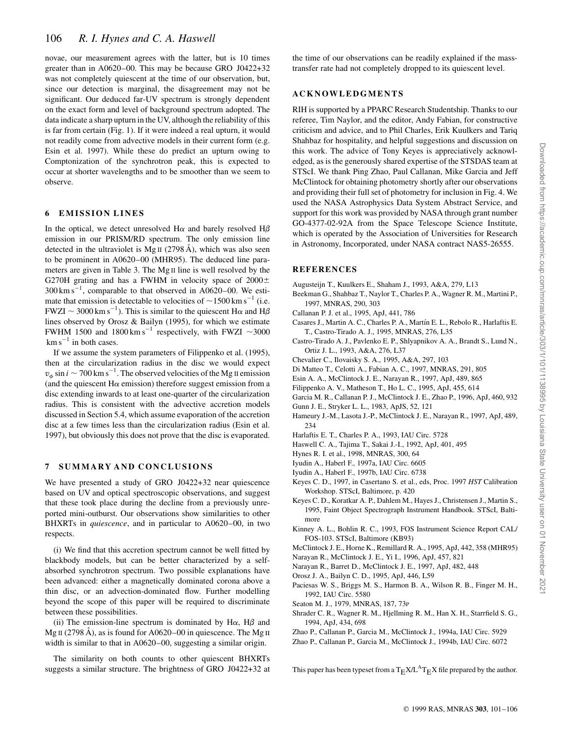novae, our measurement agrees with the latter, but is 10 times greater than in A0620–00. This may be because GRO J0422+32 was not completely quiescent at the time of our observation, but, since our detection is marginal, the disagreement may not be significant. Our deduced far-UV spectrum is strongly dependent on the exact form and level of background spectrum adopted. The data indicate a sharp upturn in the UV, although the reliability of this is far from certain (Fig. 1). If it were indeed a real upturn, it would not readily come from advective models in their current form (e.g. Esin et al. 1997). While these do predict an upturn owing to Comptonization of the synchrotron peak, this is expected to occur at shorter wavelengths and to be smoother than we seem to observe.

## 6 EMISSION LINES

In the optical, we detect unresolved H$\alpha$ and barely resolved H$\beta$ emission in our PRISM/RD spectrum. The only emission line detected in the ultraviolet is Mg II (2798 Å), which was also seen to be prominent in A0620–00 (MHR95). The deduced line parameters are given in Table 3. The Mg II line is well resolved by the G270H grating and has a FWHM in velocity space of $2000 \pm 300\,\mathrm{km\,s^{-1}}$, comparable to that observed in A0620–00. We estimate that emission is detectable to velocities of $\sim 1500\,\mathrm{km\,s^{-1}}$ (i.e. FWZI $\sim 3000\,\mathrm{km\,s^{-1}}$). This is similar to the quiescent H$\alpha$ and H$\beta$ lines observed by Orosz & Bailyn (1995), for which we estimate FWHM 1500 and $1800\,\mathrm{km\,s^{-1}}$ respectively, with FWZI $\sim 3000\,\mathrm{km\,s^{-1}}$ in both cases.

If we assume the system parameters of Filippenko et al. (1995), then at the circularization radius in the disc we would expect $v_\phi \sin i \sim 700\,\mathrm{km\,s^{-1}}$. The observed velocities of the Mg II emission (and the quiescent H$\alpha$ emission) therefore suggest emission from a disc extending inwards to at least one-quarter of the circularization radius. This is consistent with the advective accretion models discussed in Section 5.4, which assume evaporation of the accretion disc at a few times less than the circularization radius (Esin et al. 1997), but obviously this does not prove that the disc is evaporated.

## 7 SUMMARY AND CONCLUSIONS

We have presented a study of GRO J0422+32 near quiescence based on UV and optical spectroscopic observations, and suggest that these took place during the decline from a previously unreported mini-outburst. Our observations show similarities to other BHXRTs in *quiescence*, and in particular to A0620–00, in two respects.

(i) We find that this accretion spectrum cannot be well fitted by blackbody models, but can be better characterized by a self-absorbed synchrotron spectrum. Two possible explanations have been advanced: either a magnetically dominated corona above a thin disc, or an advection-dominated flow. Further modelling beyond the scope of this paper will be required to discriminate between these possibilities.

(ii) The emission-line spectrum is dominated by H$\alpha$, H$\beta$ and Mg II (2798 Å), as is found for A0620–00 in quiescence. The Mg II width is similar to that in A0620–00, suggesting a similar origin.

The similarity on both counts to other quiescent BHXRTs suggests a similar structure. The brightness of GRO J0422+32 at the time of our observations can be readily explained if the mass-transfer rate had not completely dropped to its quiescent level.

## ACKNOWLEDGMENTS

RIH is supported by a PPARC Research Studentship. Thanks to our referee, Tim Naylor, and the editor, Andy Fabian, for constructive criticism and advice, and to Phil Charles, Erik Kuulkers and Tariq Shahbaz for hospitality, and helpful suggestions and discussion on this work. The advice of Tony Keyes is appreciatively acknowledged, as is the generously shared expertise of the STSDAS team at STScI. We thank Ping Zhao, Paul Callanan, Mike Garcia and Jeff McClintock for obtaining photometry shortly after our observations and providing their full set of photometry for inclusion in Fig. 4. We used the NASA Astrophysics Data System Abstract Service, and support for this work was provided by NASA through grant number GO-4377-02-92A from the Space Telescope Science Institute, which is operated by the Association of Universities for Research in Astronomy, Incorporated, under NASA contract NAS5-26555.

## REFERENCES

Augusteijn T., Kuulkers E., Shaham J., 1993, A&A, 279, L13

Beekman G., Shahbaz T., Naylor T., Charles P. A., Wagner R. M., Martini P., 1997, MNRAS, 290, 303

Callanan P. J. et al., 1995, ApJ, 441, 786

Casares J., Martin A. C., Charles P. A., Martín E. L., Rebolo R., Harlaftis E. T., Castro-Tirado A. J., 1995, MNRAS, 276, L35

Castro-Tirado A. J., Pavlenko E. P., Shlyapnikov A. A., Brandt S., Lund N., Ortiz J. L., 1993, A&A, 276, L37

Chevalier C., Ilovaisky S. A., 1995, A&A, 297, 103

Di Matteo T., Celotti A., Fabian A. C., 1997, MNRAS, 291, 805

Esin A. A., McClintock J. E., Narayan R., 1997, ApJ, 489, 865

Filippenko A. V., Matheson T., Ho L. C., 1995, ApJ, 455, 614

Garcia M. R., Callanan P. J., McClintock J. E., Zhao P., 1996, ApJ, 460, 932

Gunn J. E., Stryker L. L., 1983, ApJS, 52, 121

Hameury J.-M., Lasota J.-P., McClintock J. E., Narayan R., 1997, ApJ, 489, 234

Harlaftis E. T., Charles P. A., 1993, IAU Circ. 5728

Haswell C. A., Tajima T., Sakai J.-I., 1992, ApJ, 401, 495

Hynes R. I. et al., 1998, MNRAS, 300, 64

Iyudin A., Haberl F., 1997a, IAU Circ. 6605

Iyudin A., Haberl F., 1997b, IAU Circ. 6738

Keyes C. D., 1997, in Casertano S. et al., eds, Proc. 1997 *HST* Calibration Workshop. STScI, Baltimore, p. 420

Keyes C. D., Koratkar A. P., Dahlem M., Hayes J., Christensen J., Martin S., 1995, Faint Object Spectrograph Instrument Handbook. STScI, Baltimore

Kinney A. L., Bohlin R. C., 1993, FOS Instrument Science Report CAL/FOS-103. STScI, Baltimore (KB93)

McClintock J. E., Horne K., Remillard R. A., 1995, ApJ, 442, 358 (MHR95)

Narayan R., McClintock J. E., Yi I., 1996, ApJ, 457, 821

Narayan R., Barret D., McClintock J. E., 1997, ApJ, 482, 448

Orosz J. A., Bailyn C. D., 1995, ApJ, 446, L59

Paciesas W. S., Briggs M. S., Harmon B. A., Wilson R. B., Finger M. H., 1992, IAU Circ. 5580

Seaton M. J., 1979, MNRAS, 187, 73P

Shrader C. R., Wagner R. M., Hjellming R. M., Han X. H., Starrfield S. G., 1994, ApJ, 434, 698

Zhao P., Callanan P., Garcia M., McClintock J., 1994a, IAU Circ. 5929

Zhao P., Callanan P., Garcia M., McClintock J., 1994b, IAU Circ. 6072

This paper has been typeset from a TEX/LATEX file prepared by the author.